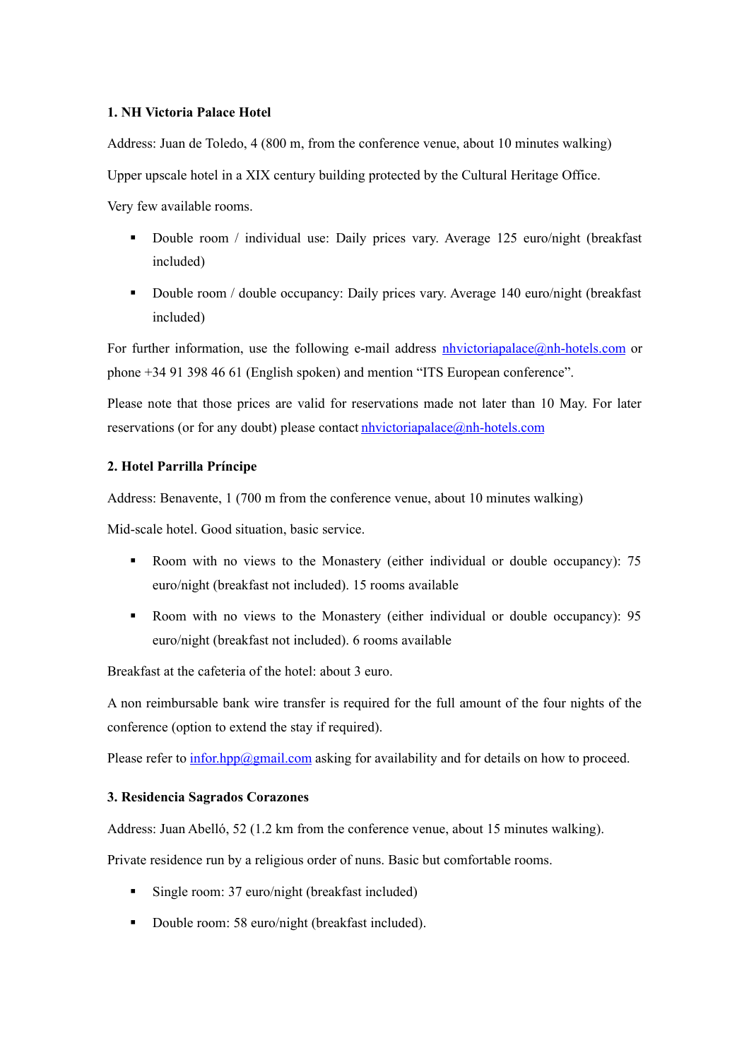**1. NH Victoria Palace Hotel**

Address: Juan de Toledo, 4 (800 m, from the conference venue, about 10 minutes walking)

Upper upscale hotel in a XIX century building protected by the Cultural Heritage Office.

Very few available rooms.

- Double room / individual use: Daily prices vary. Average 125 euro/night (breakfast included)
- Double room / double occupancy: Daily prices vary. Average 140 euro/night (breakfast included)

For further information, use the following e-mail address nhvictoriapalace@nh-hotels.com or phone +34 91 398 46 61 (English spoken) and mention "ITS European conference".

Please note that those prices are valid for reservations made not later than 10 May. For later reservations (or for any doubt) please contact nhvictoriapalace@nh-hotels.com

**2. Hotel Parrilla Príncipe**

Address: Benavente, 1 (700 m from the conference venue, about 10 minutes walking)

Mid-scale hotel. Good situation, basic service.

- Room with no views to the Monastery (either individual or double occupancy): 75 euro/night (breakfast not included). 15 rooms available
- Room with no views to the Monastery (either individual or double occupancy): 95 euro/night (breakfast not included). 6 rooms available

Breakfast at the cafeteria of the hotel: about 3 euro.

A non reimbursable bank wire transfer is required for the full amount of the four nights of the conference (option to extend the stay if required).

Please refer to infor.hpp@gmail.com asking for availability and for details on how to proceed.

**3. Residencia Sagrados Corazones**

Address: Juan Abelló, 52 (1.2 km from the conference venue, about 15 minutes walking).

Private residence run by a religious order of nuns. Basic but comfortable rooms.

- Single room: 37 euro/night (breakfast included)
- Double room: 58 euro/night (breakfast included).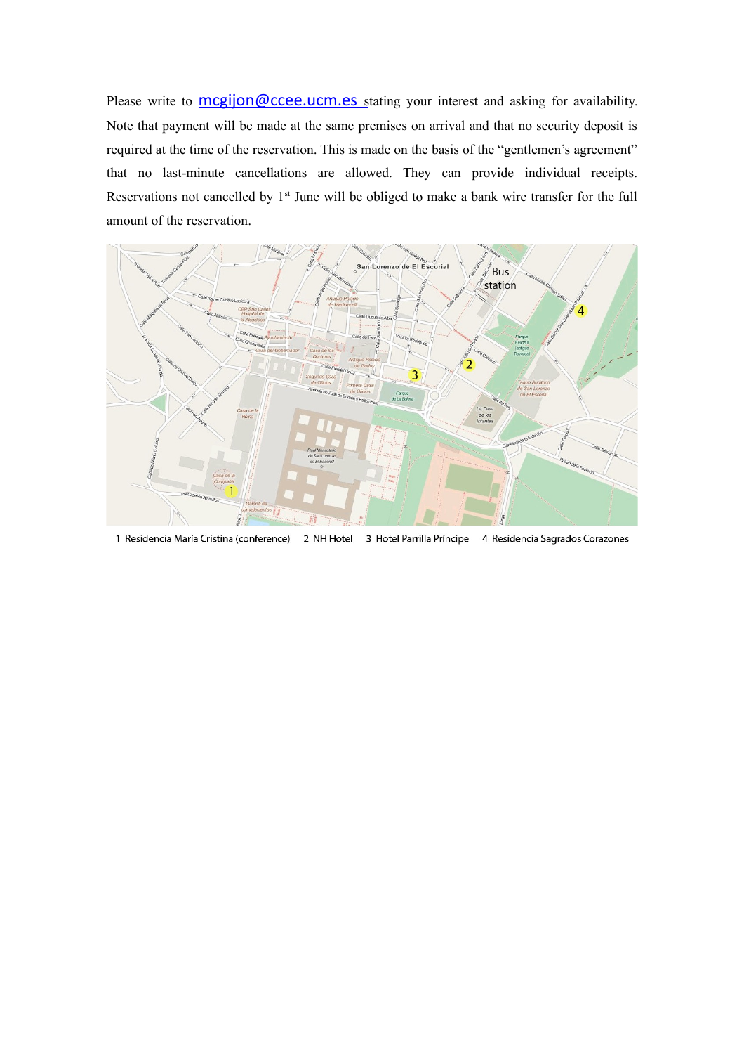Please write to mcgijon@ccee.ucm.es stating your interest and asking for availability. Note that payment will be made at the same premises on arrival and that no security deposit is required at the time of the reservation. This is made on the basis of the "gentlemen's agreement" that no last-minute cancellations are allowed. They can provide individual receipts. Reservations not cancelled by 1st June will be obliged to make a bank wire transfer for the full amount of the reservation.

1 Residencia María Cristina (conference) 2 NH Hotel 3 Hotel Parrilla Príncipe 4 Residencia Sagrados Corazones